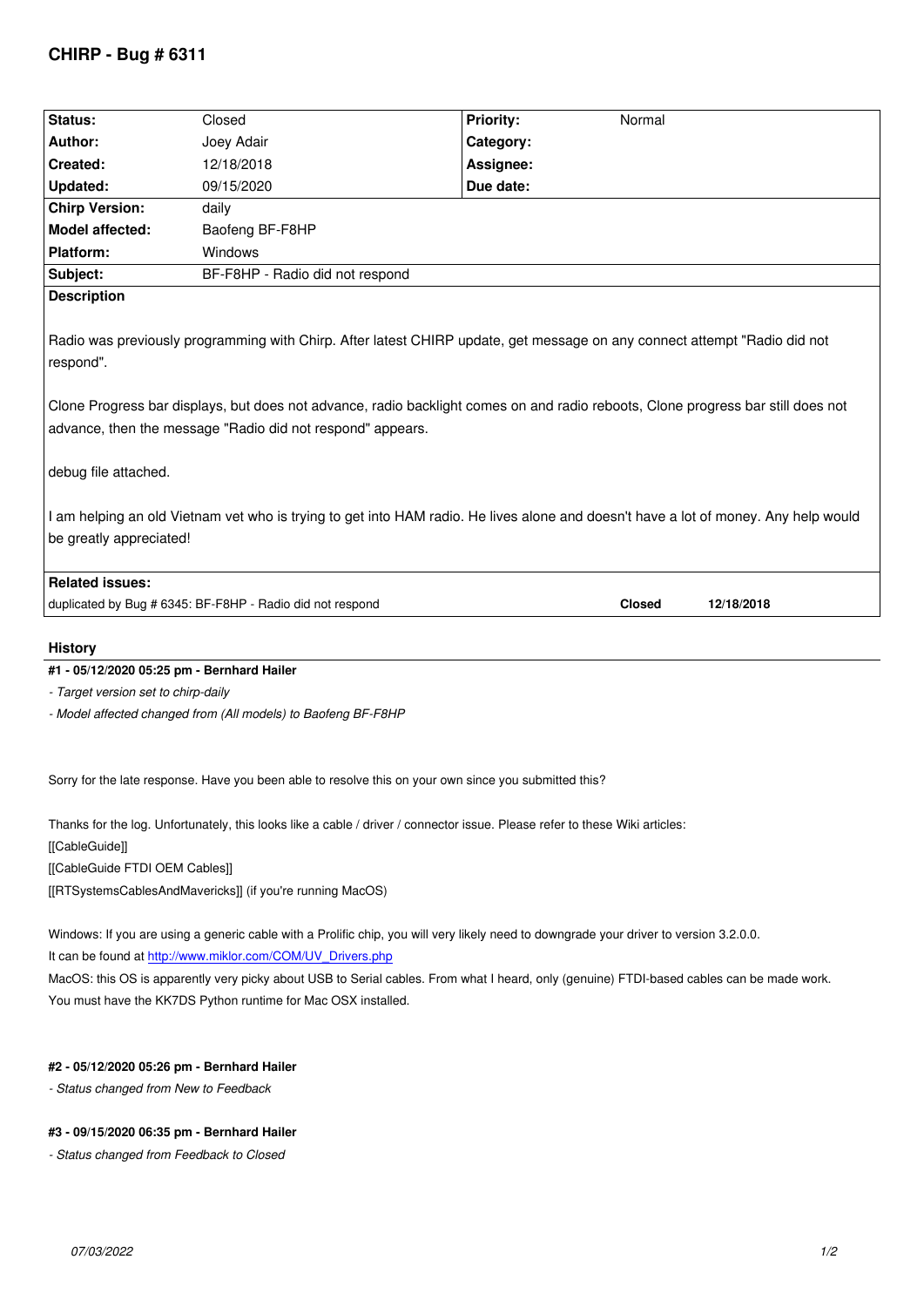# CHIRP - Bug # 6311

| Status: | Closed | Priority: | Normal |
|---|---|---|---|
| Author: | Joey Adair | Category: | |
| Created: | 12/18/2018 | Assignee: | |
| Updated: | 09/15/2020 | Due date: | |
| Chirp Version: | daily | | |
| Model affected: | Baofeng BF-F8HP | | |
| Platform: | Windows | | |
| Subject: | BF-F8HP - Radio did not respond | | |

**Description**

Radio was previously programming with Chirp. After latest CHIRP update, get message on any connect attempt "Radio did not respond".

Clone Progress bar displays, but does not advance, radio backlight comes on and radio reboots, Clone progress bar still does not advance, then the message "Radio did not respond" appears.

debug file attached.

I am helping an old Vietnam vet who is trying to get into HAM radio. He lives alone and doesn't have a lot of money. Any help would be greatly appreciated!

**Related issues:**

| | | |
|---|---|---|
| duplicated by Bug # 6345: BF-F8HP - Radio did not respond | Closed | 12/18/2018 |

## History

**#1 - 05/12/2020 05:25 pm - Bernhard Hailer**

- *Target version set to chirp-daily*
- *Model affected changed from (All models) to Baofeng BF-F8HP*

Sorry for the late response. Have you been able to resolve this on your own since you submitted this?

Thanks for the log. Unfortunately, this looks like a cable / driver / connector issue. Please refer to these Wiki articles:
[[CableGuide]]
[[CableGuide FTDI OEM Cables]]
[[RTSystemsCablesAndMavericks]] (if you're running MacOS)

Windows: If you are using a generic cable with a Prolific chip, you will very likely need to downgrade your driver to version 3.2.0.0.
It can be found at http://www.miklor.com/COM/UV_Drivers.php
MacOS: this OS is apparently very picky about USB to Serial cables. From what I heard, only (genuine) FTDI-based cables can be made work.
You must have the KK7DS Python runtime for Mac OSX installed.

**#2 - 05/12/2020 05:26 pm - Bernhard Hailer**

- *Status changed from New to Feedback*

**#3 - 09/15/2020 06:35 pm - Bernhard Hailer**

- *Status changed from Feedback to Closed*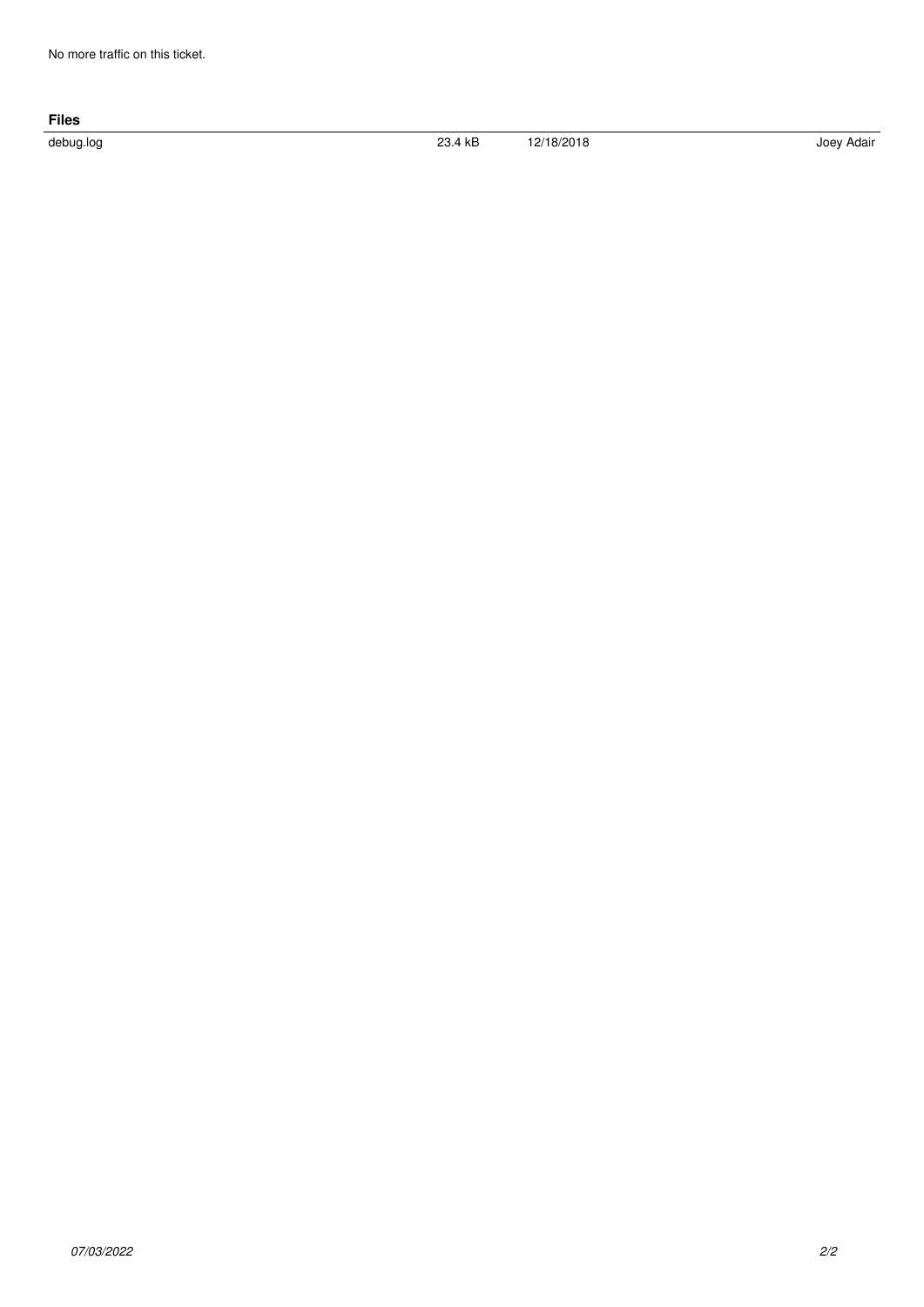No more traffic on this ticket.

**Files**

| | | | |
|---|---|---|---|
| debug.log | 23.4 kB | 12/18/2018 | Joey Adair |